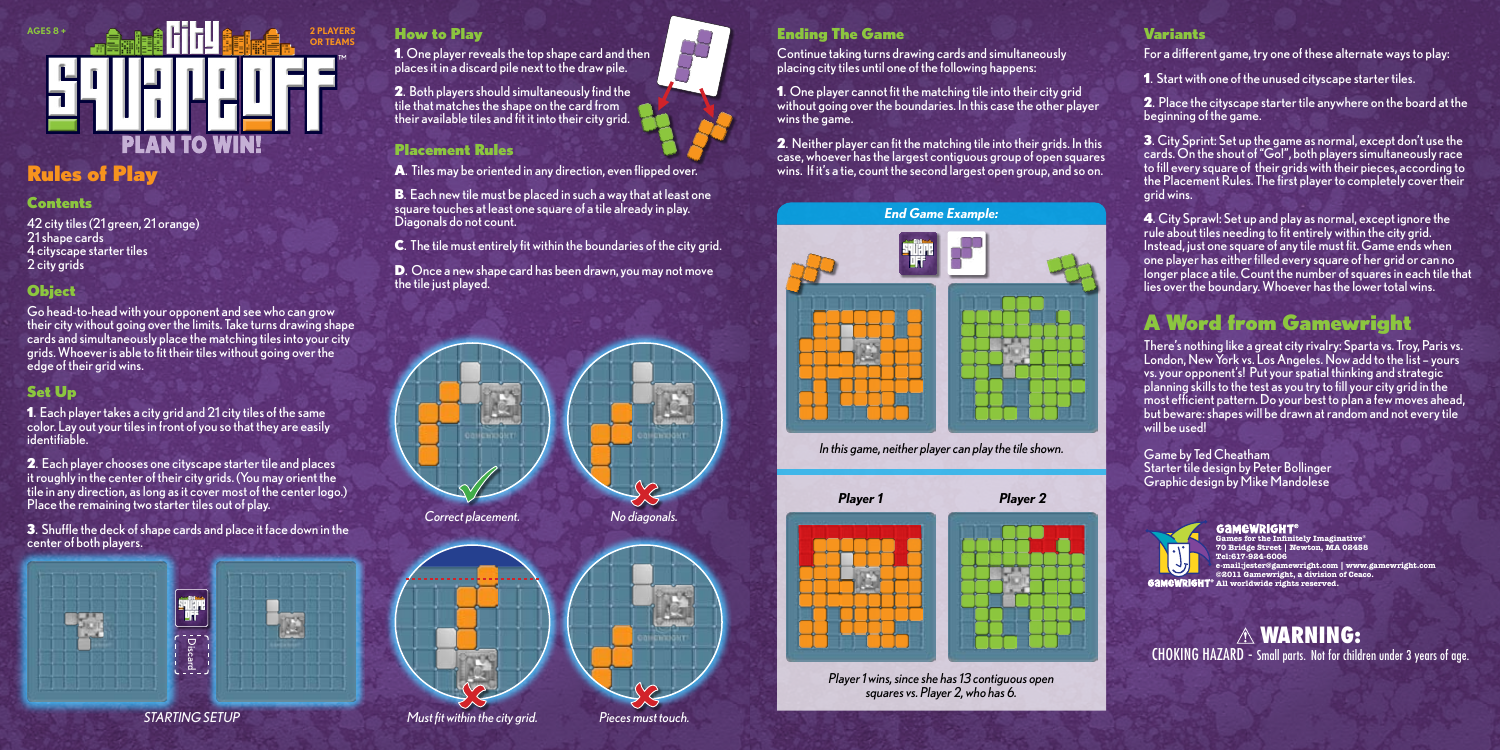AGES 8 +

2 PLAYERS OR TEAMS

# City Square Off™

PLAN TO WIN!

## Rules of Play

### Contents

42 city tiles (21 green, 21 orange)
21 shape cards
4 cityscape starter tiles
2 city grids

### Object

Go head-to-head with your opponent and see who can grow their city without going over the limits. Take turns drawing shape cards and simultaneously place the matching tiles into your city grids. Whoever is able to fit their tiles without going over the edge of their grid wins.

### Set Up

**1**. Each player takes a city grid and 21 city tiles of the same color. Lay out your tiles in front of you so that they are easily identifiable.

**2**. Each player chooses one cityscape starter tile and places it roughly in the center of their city grids. (You may orient the tile in any direction, as long as it cover most of the center logo.) Place the remaining two starter tiles out of play.

**3**. Shuffle the deck of shape cards and place it face down in the center of both players.

Discard

*STARTING SETUP*

### How to Play

**1**. One player reveals the top shape card and then places it in a discard pile next to the draw pile.

**2**. Both players should simultaneously find the tile that matches the shape on the card from their available tiles and fit it into their city grid.

### Placement Rules

**A**. Tiles may be oriented in any direction, even flipped over.

**B**. Each new tile must be placed in such a way that at least one square touches at least one square of a tile already in play. Diagonals do not count.

**C**. The tile must entirely fit within the boundaries of the city grid.

**D**. Once a new shape card has been drawn, you may not move the tile just played.

*Correct placement.* *No diagonals.*

*Must fit within the city grid.* *Pieces must touch.*

### Ending The Game

Continue taking turns drawing cards and simultaneously placing city tiles until one of the following happens:

**1**. One player cannot fit the matching tile into their city grid without going over the boundaries. In this case the other player wins the game.

**2**. Neither player can fit the matching tile into their grids. In this case, whoever has the largest contiguous group of open squares wins. If it's a tie, count the second largest open group, and so on.

***End Game Example:***

*In this game, neither player can play the tile shown.*

***Player 1*** ***Player 2***

*Player 1 wins, since she has 13 contiguous open squares vs. Player 2, who has 6.*

### Variants

For a different game, try one of these alternate ways to play:

**1**. Start with one of the unused cityscape starter tiles.

**2**. Place the cityscape starter tile anywhere on the board at the beginning of the game.

**3**. City Sprint: Set up the game as normal, except don't use the cards. On the shout of "Go!", both players simultaneously race to fill every square of their grids with their pieces, according to the Placement Rules. The first player to completely cover their grid wins.

**4**. City Sprawl: Set up and play as normal, except ignore the rule about tiles needing to fit entirely within the city grid. Instead, just one square of any tile must fit. Game ends when one player has either filled every square of her grid or can no longer place a tile. Count the number of squares in each tile that lies over the boundary. Whoever has the lower total wins.

## A Word from Gamewright

There's nothing like a great city rivalry: Sparta vs. Troy, Paris vs. London, New York vs. Los Angeles. Now add to the list – yours vs. your opponent's! Put your spatial thinking and strategic planning skills to the test as you try to fill your city grid in the most efficient pattern. Do your best to plan a few moves ahead, but beware: shapes will be drawn at random and not every tile will be used!

Game by Ted Cheatham
Starter tile design by Peter Bollinger
Graphic design by Mike Mandolese

GAMEWRIGHT®
Games for the Infinitely Imaginative®
70 Bridge Street | Newton, MA 02458
Tel:617-924-6006
e-mail:jester@gamewright.com | www.gamewright.com
©2011 Gamewright, a division of Ceaco.
All worldwide rights reserved.

⚠ **WARNING:**
CHOKING HAZARD - Small parts. Not for children under 3 years of age.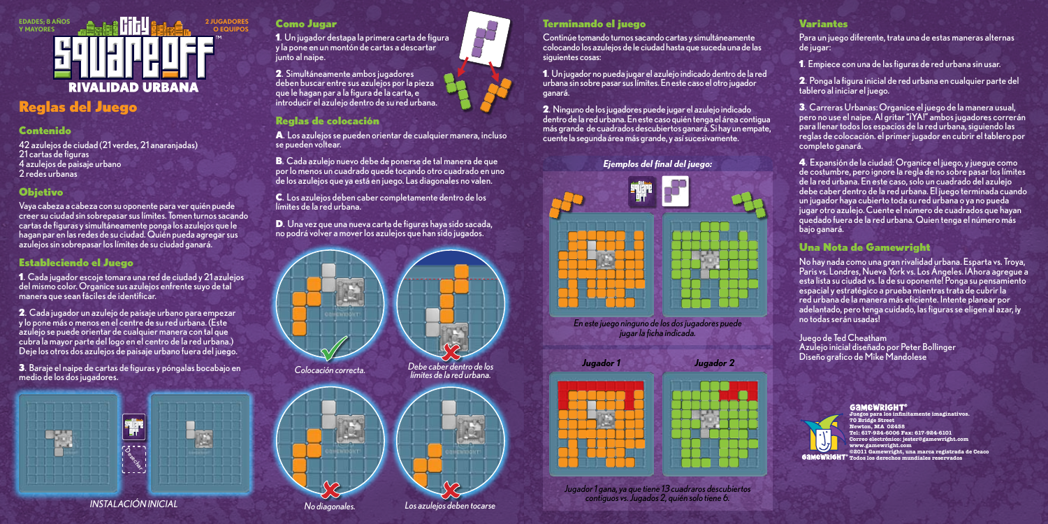EDADES: 8 AÑOS Y MAYORES

2 JUGADORES O EQUIPOS

City SquareOff™

RIVALIDAD URBANA

# Reglas del Juego

## Contenido

42 azulejos de ciudad (21 verdes, 21 anaranjadas)
21 cartas de figuras
4 azulejos de paisaje urbano
2 redes urbanas

## Objetivo

Vaya cabeza a cabeza con su oponente para ver quién puede creer su ciudad sin sobrepasar sus límites. Tomen turnos sacando cartas de figuras y simultáneamente ponga los azulejos que le hagan par en las redes de su ciudad. Quién pueda agregar sus azulejos sin sobrepasar los límites de su ciudad ganará.

## Estableciendo el Juego

**1**. Cada jugador escoje tomara una red de ciudad y 21 azulejos del mismo color. Organice sus azulejos enfrente suyo de tal manera que sean fáciles de identificar.

**2**. Cada jugador un azulejo de paisaje urbano para empezar y lo pone más o menos en el centre de su red urbana. (Este azulejo se puede orientar de cualquier manera con tal que cubra la mayor parte del logo en el centro de la red urbana.) Deje los otros dos azulejos de paisaje urbano fuera del juego.

**3**. Baraje el naipe de cartas de figuras y póngalas bocabajo en medio de los dos jugadores.

Desechos

*INSTALACIÓN INICIAL*

## Como Jugar

**1**. Un jugador destapa la primera carta de figura y la pone en un montón de cartas a descartar junto al naipe.

**2**. Simultáneamente ambos jugadores deben buscar entre sus azulejos por la pieza que le hagan par a la figura de la carta, e introducir el azulejo dentro de su red urbana.

## Reglas de colocación

**A**. Los azulejos se pueden orientar de cualquier manera, incluso se pueden voltear.

**B**. Cada azulejo nuevo debe de ponerse de tal manera de que por lo menos un cuadrado quede tocando otro cuadrado en uno de los azulejos que ya está en juego. Las diagonales no valen.

**C**. Los azulejos deben caber completamente dentro de los límites de la red urbana.

**D**. Una vez que una nueva carta de figuras haya sido sacada, no podrá volver a mover los azulejos que han sido jugados.

*Colocación correcta.*

*Debe caber dentro de los límites de la red urbana.*

*No diagonales.*

*Los azulejos deben tocarse*

## Terminando el juego

Continúe tomando turnos sacando cartas y simultáneamente colocando los azulejos de le ciudad hasta que suceda una de las siguientes cosas:

**1**. Un jugador no pueda jugar el azulejo indicado dentro de la red urbana sin sobre pasar sus límites. En este caso el otro jugador ganará.

**2**. Ninguno de los jugadores puede jugar el azulejo indicado dentro de la red urbana. En este caso quién tenga el área contigua más grande de cuadrados descubiertos ganará. Si hay un empate, cuente la segunda área más grande, y así sucesivamente.

*Ejemplos del final del juego:*

*En este juego ninguno de los dos jugadores puede jugar la ficha indicada.*

*Jugador 1*

*Jugador 2*

*Jugador 1 gana, ya que tiene 13 cuadraros descubiertos contiguos vs. Jugados 2, quién solo tiene 6.*

## Variantes

Para un juego diferente, trata una de estas maneras alternas de jugar:

**1**. Empiece con una de las figuras de red urbana sin usar.

**2**. Ponga la figura inicial de red urbana en cualquier parte del tablero al iniciar el juego.

**3**. Carreras Urbanas: Organice el juego de la manera usual, pero no use el naipe. Al gritar "¡YA!" ambos jugadores correrán para llenar todos los espacios de la red urbana, siguiendo las reglas de colocación. el primer jugador en cubrir el tablero por completo ganará.

**4**. Expansión de la ciudad: Organice el juego, y juegue como de costumbre, pero ignore la regla de no sobre pasar los límites de la red urbana. En este caso, solo un cuadrado del azulejo debe caber dentro de la red urbana. El juego terminada cuando un jugador haya cubierto toda su red urbana o ya no pueda jugar otro azulejo. Cuente el número de cuadrados que hayan quedado fuera de la red urbana. Quien tenga el número más bajo ganará.

## Una Nota de Gamewright

No hay nada como una gran rivalidad urbana. Esparta vs. Troya, Paris vs. Londres, Nueva York vs. Los Ángeles. ¡Ahora agregue a esta lista su ciudad vs. la de su oponente! Ponga su pensamiento espacial y estratégico a prueba mientras trata de cubrir la red urbana de la manera más eficiente. Intente planear por adelantado, pero tenga cuidado, las figuras se eligen al azar, ¡y no todas serán usadas!

Juego de Ted Cheatham
Azulejo inicial diseñado por Peter Bollinger
Diseño grafico de Mike Mandolese

**GAMEWRIGHT®**
**Juegos para los infinitamente imaginativos.**
70 Bridge Street
Newton, MA 02458
Tel: 617-924-6006 Fax: 617-924-6101
Correo electrónico: jester@gamewright.com
www.gamewright.com
©2011 Gamewright, una marca registrada de Ceaco
Todos los derechos mundiales reservados